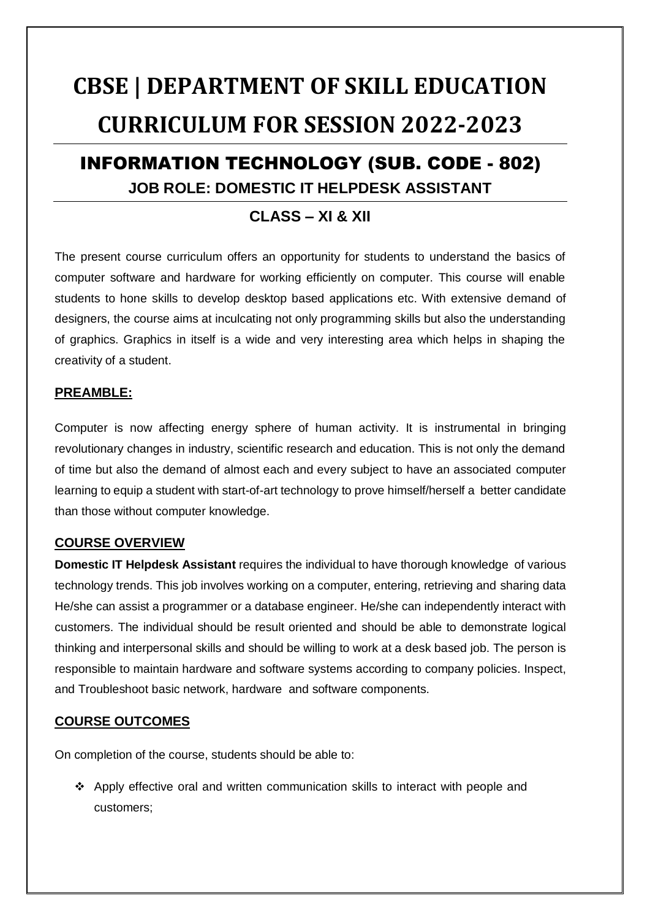# CBSE | DEPARTMENT OF SKILL EDUCATION

# CURRICULUM FOR SESSION 2022-2023

## INFORMATION TECHNOLOGY (SUB. CODE - 802)

### JOB ROLE: DOMESTIC IT HELPDESK ASSISTANT

### CLASS – XI & XII

The present course curriculum offers an opportunity for students to understand the basics of computer software and hardware for working efficiently on computer. This course will enable students to hone skills to develop desktop based applications etc. With extensive demand of designers, the course aims at inculcating not only programming skills but also the understanding of graphics. Graphics in itself is a wide and very interesting area which helps in shaping the creativity of a student.

**PREAMBLE:**

Computer is now affecting energy sphere of human activity. It is instrumental in bringing revolutionary changes in industry, scientific research and education. This is not only the demand of time but also the demand of almost each and every subject to have an associated computer learning to equip a student with start-of-art technology to prove himself/herself a better candidate than those without computer knowledge.

**COURSE OVERVIEW**

**Domestic IT Helpdesk Assistant** requires the individual to have thorough knowledge of various technology trends. This job involves working on a computer, entering, retrieving and sharing data He/she can assist a programmer or a database engineer. He/she can independently interact with customers. The individual should be result oriented and should be able to demonstrate logical thinking and interpersonal skills and should be willing to work at a desk based job. The person is responsible to maintain hardware and software systems according to company policies. Inspect, and Troubleshoot basic network, hardware and software components.

**COURSE OUTCOMES**

On completion of the course, students should be able to:

- Apply effective oral and written communication skills to interact with people and customers;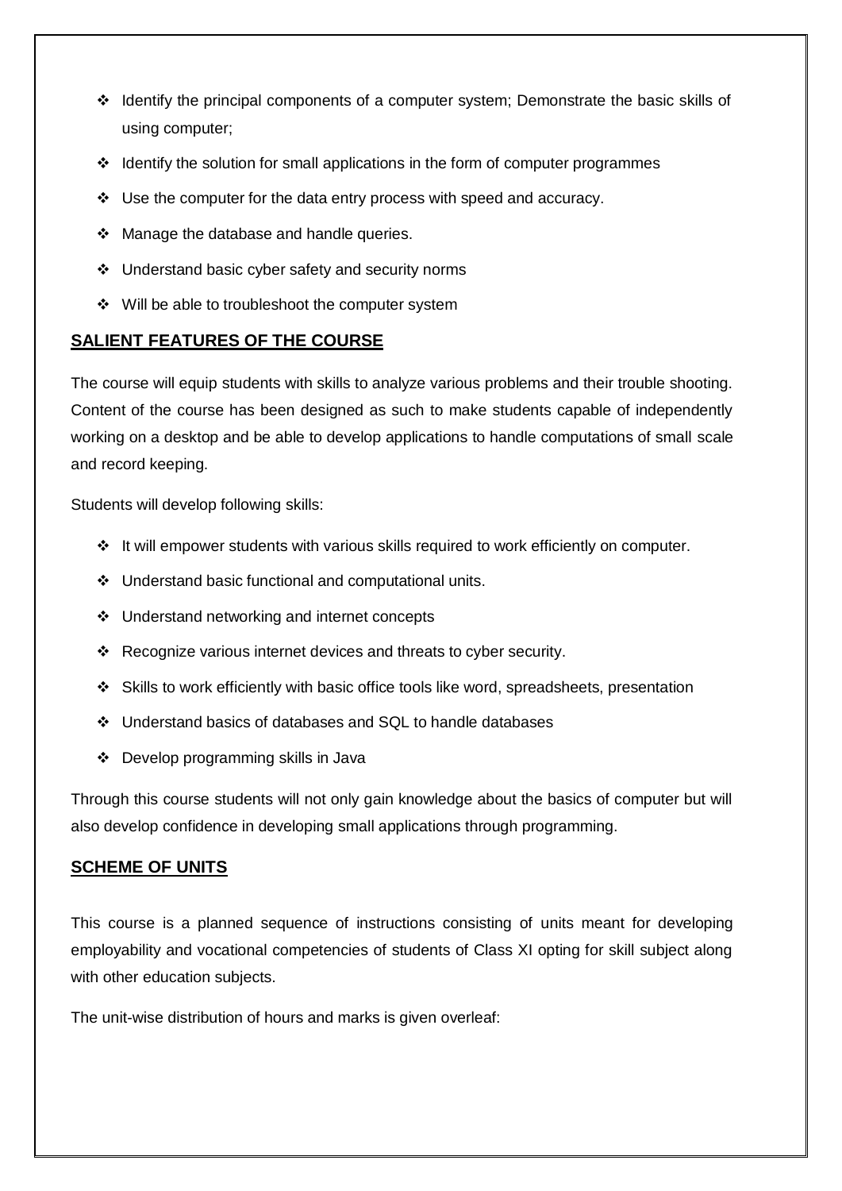- Identify the principal components of a computer system; Demonstrate the basic skills of using computer;
- Identify the solution for small applications in the form of computer programmes
- Use the computer for the data entry process with speed and accuracy.
- Manage the database and handle queries.
- Understand basic cyber safety and security norms
- Will be able to troubleshoot the computer system

## SALIENT FEATURES OF THE COURSE

The course will equip students with skills to analyze various problems and their trouble shooting. Content of the course has been designed as such to make students capable of independently working on a desktop and be able to develop applications to handle computations of small scale and record keeping.

Students will develop following skills:

- It will empower students with various skills required to work efficiently on computer.
- Understand basic functional and computational units.
- Understand networking and internet concepts
- Recognize various internet devices and threats to cyber security.
- Skills to work efficiently with basic office tools like word, spreadsheets, presentation
- Understand basics of databases and SQL to handle databases
- Develop programming skills in Java

Through this course students will not only gain knowledge about the basics of computer but will also develop confidence in developing small applications through programming.

## SCHEME OF UNITS

This course is a planned sequence of instructions consisting of units meant for developing employability and vocational competencies of students of Class XI opting for skill subject along with other education subjects.

The unit-wise distribution of hours and marks is given overleaf: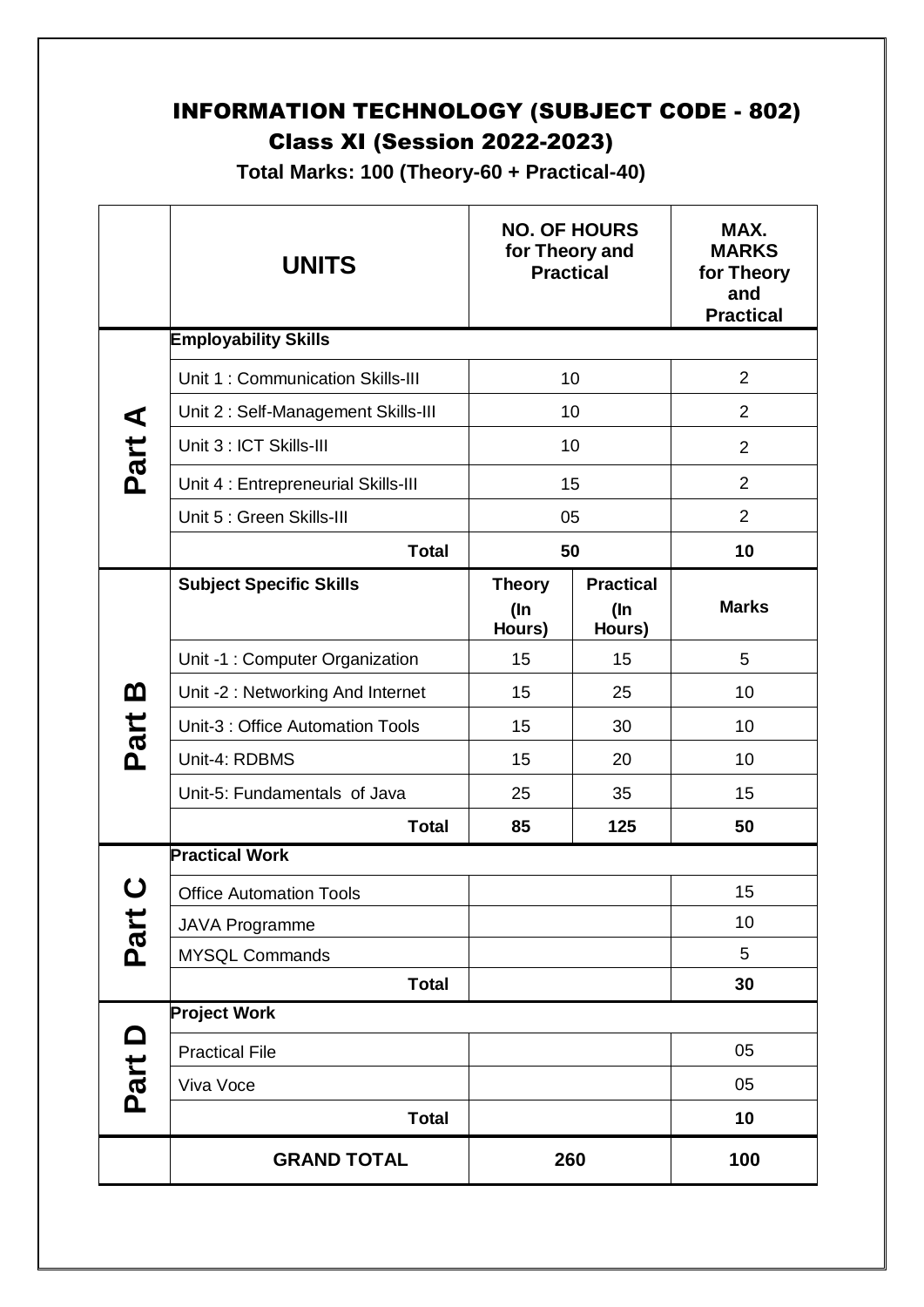# INFORMATION TECHNOLOGY (SUBJECT CODE - 802)

## Class XI (Session 2022-2023)

**Total Marks: 100 (Theory-60 + Practical-40)**

| | UNITS | NO. OF HOURS for Theory and Practical | | MAX. MARKS for Theory and Practical |
|---|---|---|---|---|
| **Part A** | **Employability Skills** | | | |
| | Unit 1 : Communication Skills-III | 10 | | 2 |
| | Unit 2 : Self-Management Skills-III | 10 | | 2 |
| | Unit 3 : ICT Skills-III | 10 | | 2 |
| | Unit 4 : Entrepreneurial Skills-III | 15 | | 2 |
| | Unit 5 : Green Skills-III | 05 | | 2 |
| | **Total** | **50** | | **10** |
| **Part B** | **Subject Specific Skills** | **Theory (In Hours)** | **Practical (In Hours)** | **Marks** |
| | Unit -1 : Computer Organization | 15 | 15 | 5 |
| | Unit -2 : Networking And Internet | 15 | 25 | 10 |
| | Unit-3 : Office Automation Tools | 15 | 30 | 10 |
| | Unit-4: RDBMS | 15 | 20 | 10 |
| | Unit-5: Fundamentals of Java | 25 | 35 | 15 |
| | **Total** | **85** | **125** | **50** |
| **Part C** | **Practical Work** | | | |
| | Office Automation Tools | | | 15 |
| | JAVA Programme | | | 10 |
| | MYSQL Commands | | | 5 |
| | **Total** | | | **30** |
| **Part D** | **Project Work** | | | |
| | Practical File | | | 05 |
| | Viva Voce | | | 05 |
| | **Total** | | | **10** |
| | **GRAND TOTAL** | **260** | | **100** |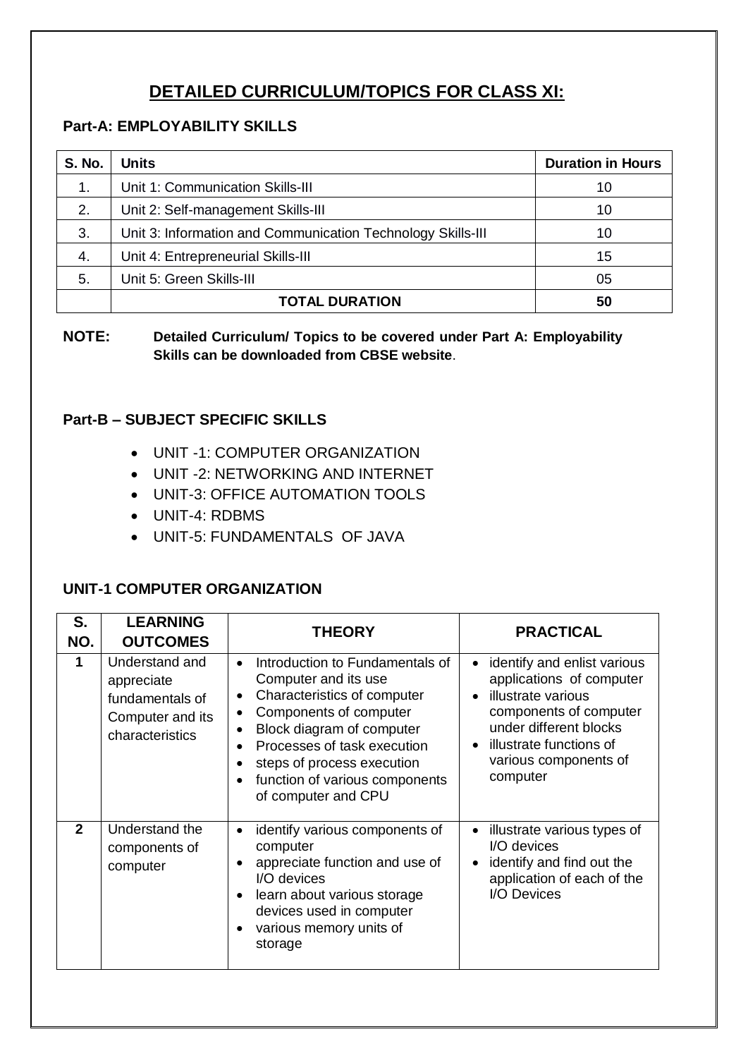# DETAILED CURRICULUM/TOPICS FOR CLASS XI:

**Part-A: EMPLOYABILITY SKILLS**

| S. No. | Units | Duration in Hours |
|---|---|---|
| 1. | Unit 1: Communication Skills-III | 10 |
| 2. | Unit 2: Self-management Skills-III | 10 |
| 3. | Unit 3: Information and Communication Technology Skills-III | 10 |
| 4. | Unit 4: Entrepreneurial Skills-III | 15 |
| 5. | Unit 5: Green Skills-III | 05 |
| | **TOTAL DURATION** | **50** |

**NOTE:** **Detailed Curriculum/ Topics to be covered under Part A: Employability Skills can be downloaded from CBSE website**.

**Part-B – SUBJECT SPECIFIC SKILLS**

- UNIT -1: COMPUTER ORGANIZATION
- UNIT -2: NETWORKING AND INTERNET
- UNIT-3: OFFICE AUTOMATION TOOLS
- UNIT-4: RDBMS
- UNIT-5: FUNDAMENTALS OF JAVA

**UNIT-1 COMPUTER ORGANIZATION**

| S. NO. | LEARNING OUTCOMES | THEORY | PRACTICAL |
|---|---|---|---|
| **1** | Understand and appreciate fundamentals of Computer and its characteristics | • Introduction to Fundamentals of Computer and its use<br>• Characteristics of computer<br>• Components of computer<br>• Block diagram of computer<br>• Processes of task execution<br>• steps of process execution<br>• function of various components of computer and CPU | • identify and enlist various applications of computer<br>• illustrate various components of computer under different blocks<br>• illustrate functions of various components of computer |
| **2** | Understand the components of computer | • identify various components of computer<br>• appreciate function and use of I/O devices<br>• learn about various storage devices used in computer<br>• various memory units of storage | • illustrate various types of I/O devices<br>• identify and find out the application of each of the I/O Devices |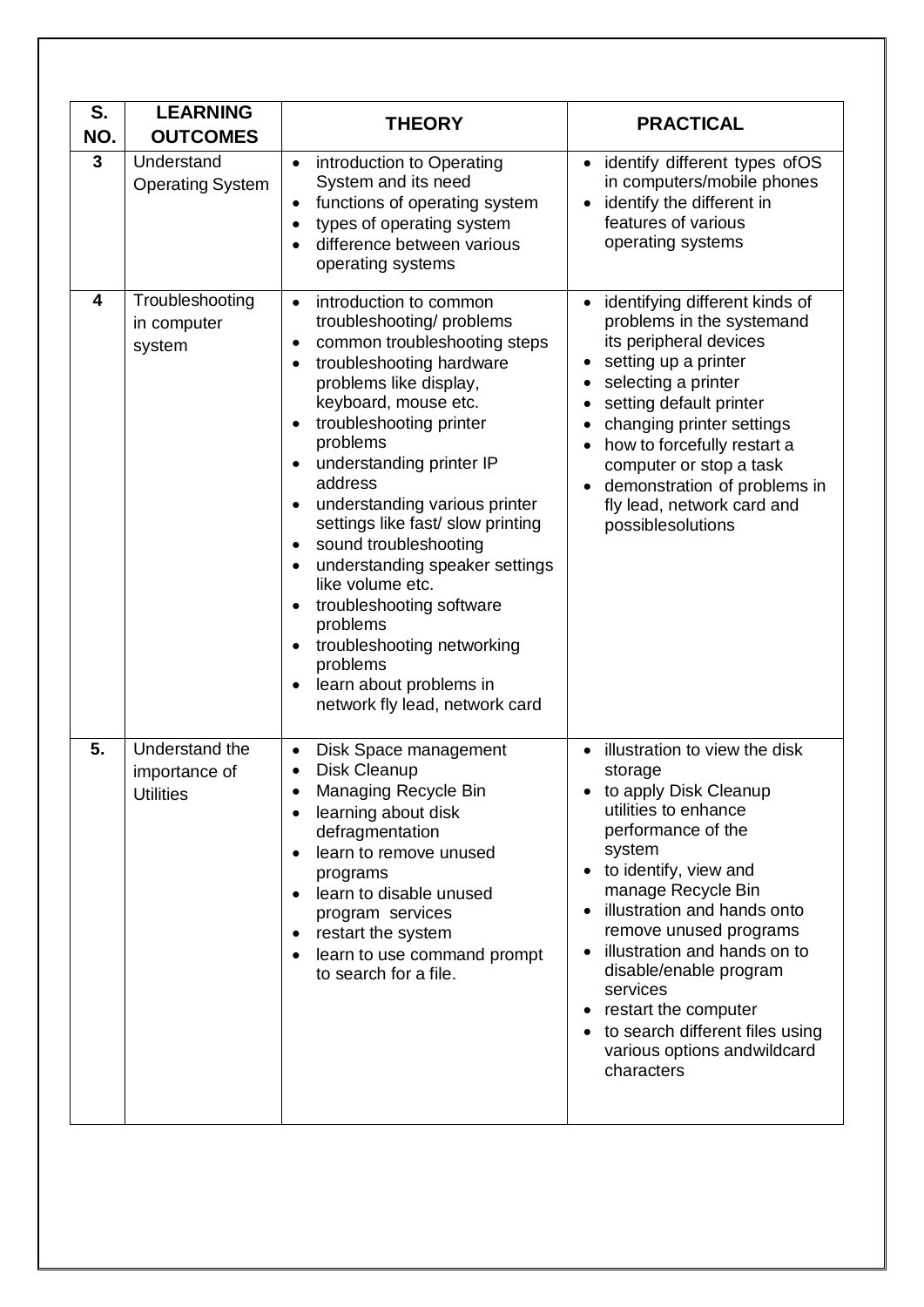| S. NO. | LEARNING OUTCOMES | THEORY | PRACTICAL |
|---|---|---|---|
| 3 | Understand Operating System | • introduction to Operating System and its need<br>• functions of operating system<br>• types of operating system<br>• difference between various operating systems | • identify different types ofOS in computers/mobile phones<br>• identify the different in features of various operating systems |
| 4 | Troubleshooting in computer system | • introduction to common troubleshooting/ problems<br>• common troubleshooting steps<br>• troubleshooting hardware problems like display, keyboard, mouse etc.<br>• troubleshooting printer problems<br>• understanding printer IP address<br>• understanding various printer settings like fast/ slow printing<br>• sound troubleshooting<br>• understanding speaker settings like volume etc.<br>• troubleshooting software problems<br>• troubleshooting networking problems<br>• learn about problems in network fly lead, network card | • identifying different kinds of problems in the systemand its peripheral devices<br>• setting up a printer<br>• selecting a printer<br>• setting default printer<br>• changing printer settings<br>• how to forcefully restart a computer or stop a task<br>• demonstration of problems in fly lead, network card and possiblesolutions |
| 5. | Understand the importance of Utilities | • Disk Space management<br>• Disk Cleanup<br>• Managing Recycle Bin<br>• learning about disk defragmentation<br>• learn to remove unused programs<br>• learn to disable unused program services<br>• restart the system<br>• learn to use command prompt to search for a file. | • illustration to view the disk storage<br>• to apply Disk Cleanup utilities to enhance performance of the system<br>• to identify, view and manage Recycle Bin<br>• illustration and hands onto remove unused programs<br>• illustration and hands on to disable/enable program services<br>• restart the computer<br>• to search different files using various options andwildcard characters |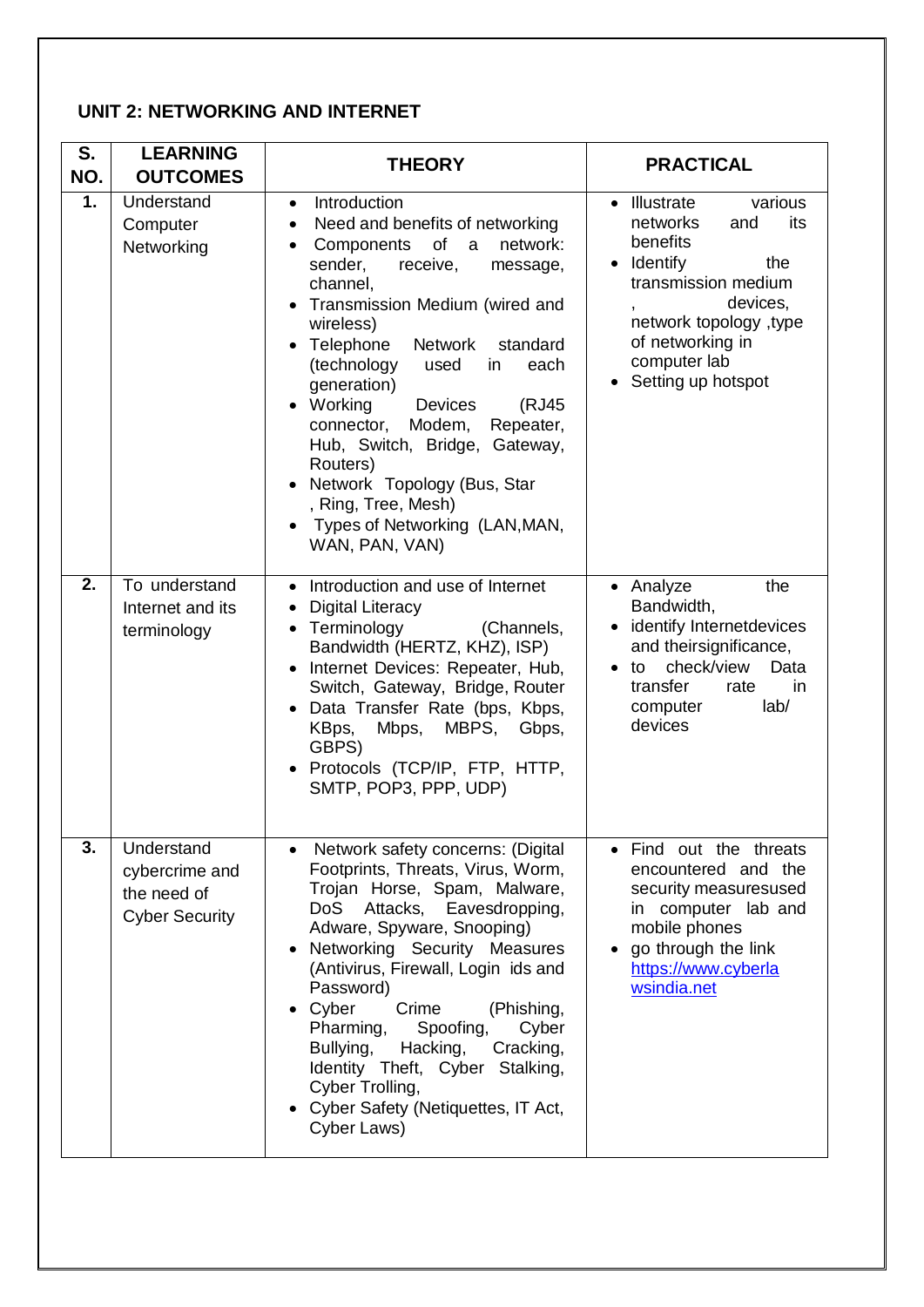## UNIT 2: NETWORKING AND INTERNET

| S. NO. | LEARNING OUTCOMES | THEORY | PRACTICAL |
|---|---|---|---|
| 1. | Understand Computer Networking | • Introduction<br>• Need and benefits of networking<br>• Components of a network: sender, receive, message, channel,<br>• Transmission Medium (wired and wireless)<br>• Telephone Network standard (technology used in each generation)<br>• Working Devices (RJ45 connector, Modem, Repeater, Hub, Switch, Bridge, Gateway, Routers)<br>• Network Topology (Bus, Star , Ring, Tree, Mesh)<br>• Types of Networking (LAN,MAN, WAN, PAN, VAN) | • Illustrate various networks and its benefits<br>• Identify the transmission medium , devices, network topology ,type of networking in computer lab<br>• Setting up hotspot |
| 2. | To understand Internet and its terminology | • Introduction and use of Internet<br>• Digital Literacy<br>• Terminology (Channels, Bandwidth (HERTZ, KHZ), ISP)<br>• Internet Devices: Repeater, Hub, Switch, Gateway, Bridge, Router<br>• Data Transfer Rate (bps, Kbps, KBps, Mbps, MBPS, Gbps, GBPS)<br>• Protocols (TCP/IP, FTP, HTTP, SMTP, POP3, PPP, UDP) | • Analyze the Bandwidth,<br>• identify Internetdevices and theirsignificance,<br>• to check/view Data transfer rate in computer lab/ devices |
| 3. | Understand cybercrime and the need of Cyber Security | • Network safety concerns: (Digital Footprints, Threats, Virus, Worm, Trojan Horse, Spam, Malware, DoS Attacks, Eavesdropping, Adware, Spyware, Snooping)<br>• Networking Security Measures (Antivirus, Firewall, Login ids and Password)<br>• Cyber Crime (Phishing, Pharming, Spoofing, Cyber Bullying, Hacking, Cracking, Identity Theft, Cyber Stalking, Cyber Trolling,<br>• Cyber Safety (Netiquettes, IT Act, Cyber Laws) | • Find out the threats encountered and the security measuresused in computer lab and mobile phones<br>• go through the link https://www.cyberlawsindia.net |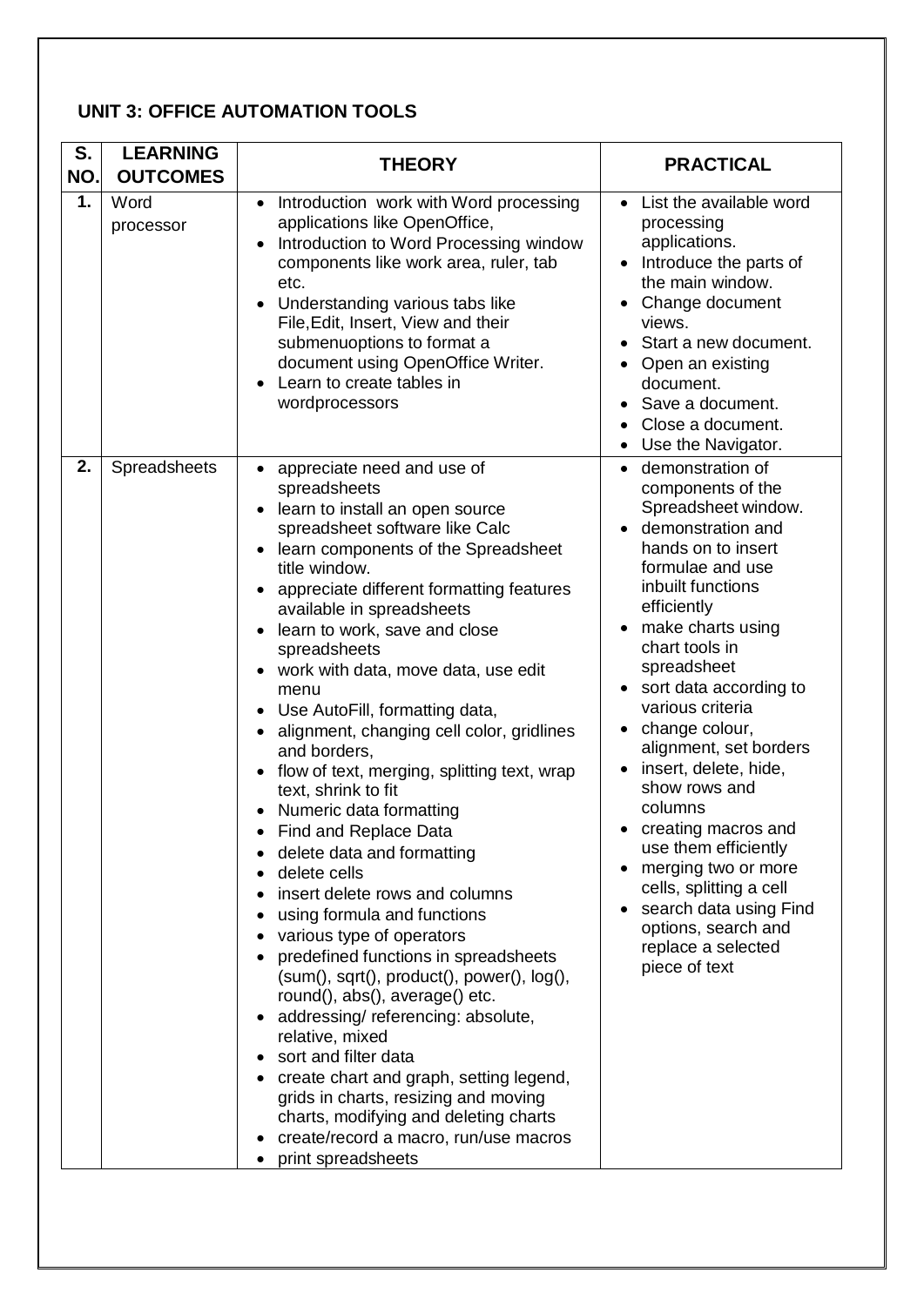## UNIT 3: OFFICE AUTOMATION TOOLS

| S. NO. | LEARNING OUTCOMES | THEORY | PRACTICAL |
|---|---|---|---|
| 1. | Word processor | • Introduction work with Word processing applications like OpenOffice,<br>• Introduction to Word Processing window components like work area, ruler, tab etc.<br>• Understanding various tabs like File,Edit, Insert, View and their submenuoptions to format a document using OpenOffice Writer.<br>• Learn to create tables in wordprocessors | • List the available word processing applications.<br>• Introduce the parts of the main window.<br>• Change document views.<br>• Start a new document.<br>• Open an existing document.<br>• Save a document.<br>• Close a document.<br>• Use the Navigator. |
| 2. | Spreadsheets | • appreciate need and use of spreadsheets<br>• learn to install an open source spreadsheet software like Calc<br>• learn components of the Spreadsheet title window.<br>• appreciate different formatting features available in spreadsheets<br>• learn to work, save and close spreadsheets<br>• work with data, move data, use edit menu<br>• Use AutoFill, formatting data,<br>• alignment, changing cell color, gridlines and borders,<br>• flow of text, merging, splitting text, wrap text, shrink to fit<br>• Numeric data formatting<br>• Find and Replace Data<br>• delete data and formatting<br>• delete cells<br>• insert delete rows and columns<br>• using formula and functions<br>• various type of operators<br>• predefined functions in spreadsheets (sum(), sqrt(), product(), power(), log(), round(), abs(), average() etc.<br>• addressing/ referencing: absolute, relative, mixed<br>• sort and filter data<br>• create chart and graph, setting legend, grids in charts, resizing and moving charts, modifying and deleting charts<br>• create/record a macro, run/use macros<br>• print spreadsheets | • demonstration of components of the Spreadsheet window.<br>• demonstration and hands on to insert formulae and use inbuilt functions efficiently<br>• make charts using chart tools in spreadsheet<br>• sort data according to various criteria<br>• change colour, alignment, set borders<br>• insert, delete, hide, show rows and columns<br>• creating macros and use them efficiently<br>• merging two or more cells, splitting a cell<br>• search data using Find options, search and replace a selected piece of text |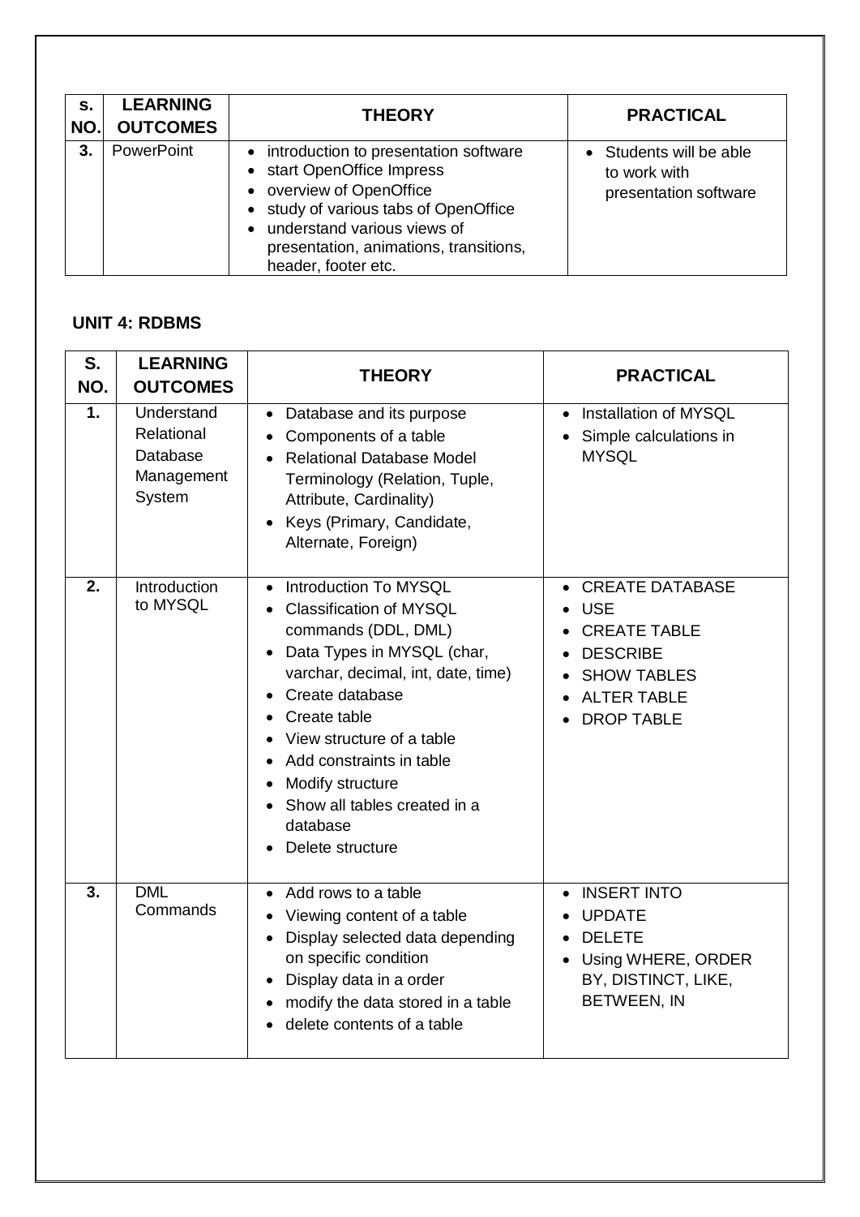| S. NO. | LEARNING OUTCOMES | THEORY | PRACTICAL |
|---|---|---|---|
| 3. | PowerPoint | • introduction to presentation software<br>• start OpenOffice Impress<br>• overview of OpenOffice<br>• study of various tabs of OpenOffice<br>• understand various views of presentation, animations, transitions, header, footer etc. | • Students will be able to work with presentation software |

## UNIT 4: RDBMS

| S. NO. | LEARNING OUTCOMES | THEORY | PRACTICAL |
|---|---|---|---|
| 1. | Understand Relational Database Management System | • Database and its purpose<br>• Components of a table<br>• Relational Database Model Terminology (Relation, Tuple, Attribute, Cardinality)<br>• Keys (Primary, Candidate, Alternate, Foreign) | • Installation of MYSQL<br>• Simple calculations in MYSQL |
| 2. | Introduction to MYSQL | • Introduction To MYSQL<br>• Classification of MYSQL commands (DDL, DML)<br>• Data Types in MYSQL (char, varchar, decimal, int, date, time)<br>• Create database<br>• Create table<br>• View structure of a table<br>• Add constraints in table<br>• Modify structure<br>• Show all tables created in a database<br>• Delete structure | • CREATE DATABASE<br>• USE<br>• CREATE TABLE<br>• DESCRIBE<br>• SHOW TABLES<br>• ALTER TABLE<br>• DROP TABLE |
| 3. | DML Commands | • Add rows to a table<br>• Viewing content of a table<br>• Display selected data depending on specific condition<br>• Display data in a order<br>• modify the data stored in a table<br>• delete contents of a table | • INSERT INTO<br>• UPDATE<br>• DELETE<br>• Using WHERE, ORDER BY, DISTINCT, LIKE, BETWEEN, IN |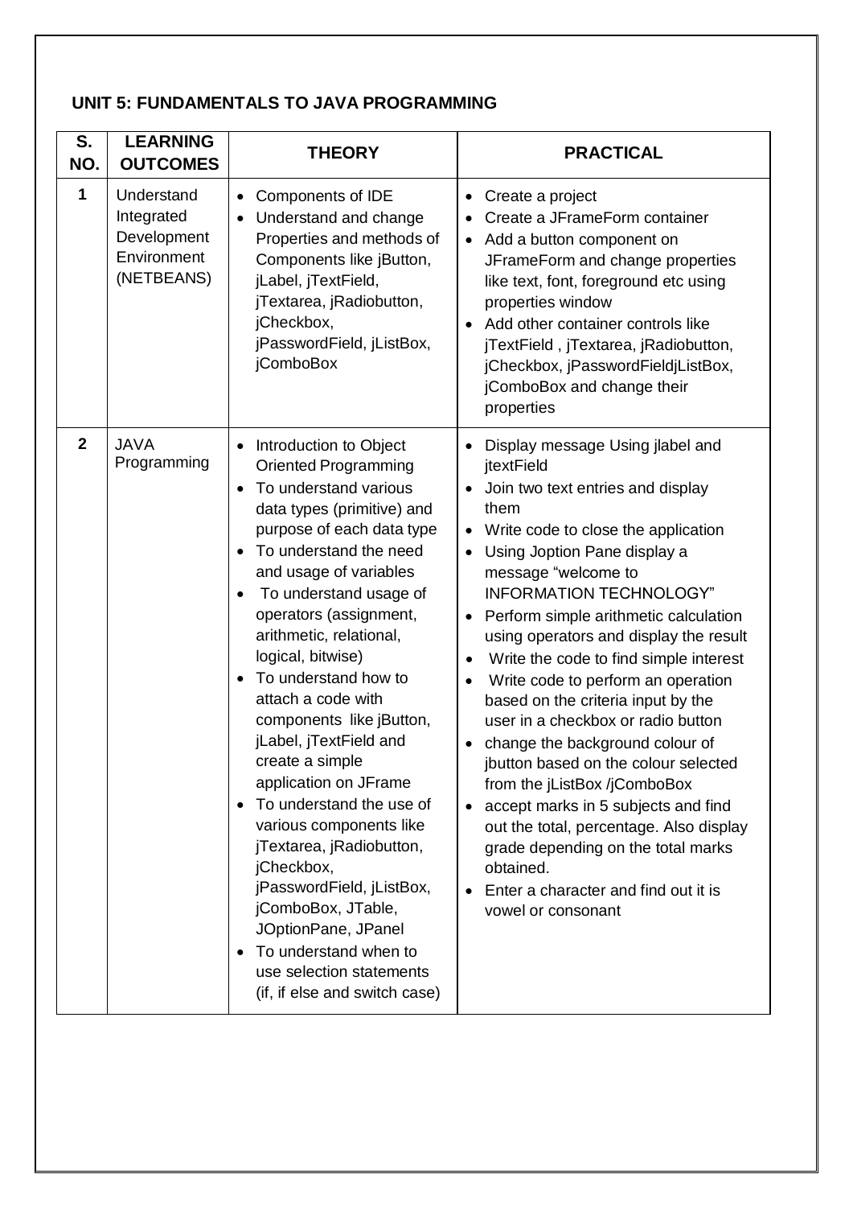## UNIT 5: FUNDAMENTALS TO JAVA PROGRAMMING

| S. NO. | LEARNING OUTCOMES | THEORY | PRACTICAL |
|---|---|---|---|
| 1 | Understand Integrated Development Environment (NETBEANS) | • Components of IDE<br>• Understand and change Properties and methods of Components like jButton, jLabel, jTextField, jTextarea, jRadiobutton, jCheckbox, jPasswordField, jListBox, jComboBox | • Create a project<br>• Create a JFrameForm container<br>• Add a button component on JFrameForm and change properties like text, font, foreground etc using properties window<br>• Add other container controls like jTextField , jTextarea, jRadiobutton, jCheckbox, jPasswordFieldjListBox, jComboBox and change their properties |
| 2 | JAVA Programming | • Introduction to Object Oriented Programming<br>• To understand various data types (primitive) and purpose of each data type<br>• To understand the need and usage of variables<br>• To understand usage of operators (assignment, arithmetic, relational, logical, bitwise)<br>• To understand how to attach a code with components like jButton, jLabel, jTextField and create a simple application on JFrame<br>• To understand the use of various components like jTextarea, jRadiobutton, jCheckbox, jPasswordField, jListBox, jComboBox, JTable, JOptionPane, JPanel<br>• To understand when to use selection statements (if, if else and switch case) | • Display message Using jlabel and jtextField<br>• Join two text entries and display them<br>• Write code to close the application<br>• Using Joption Pane display a message "welcome to INFORMATION TECHNOLOGY"<br>• Perform simple arithmetic calculation using operators and display the result<br>• Write the code to find simple interest<br>• Write code to perform an operation based on the criteria input by the user in a checkbox or radio button<br>• change the background colour of jbutton based on the colour selected from the jListBox /jComboBox<br>• accept marks in 5 subjects and find out the total, percentage. Also display grade depending on the total marks obtained.<br>• Enter a character and find out it is vowel or consonant |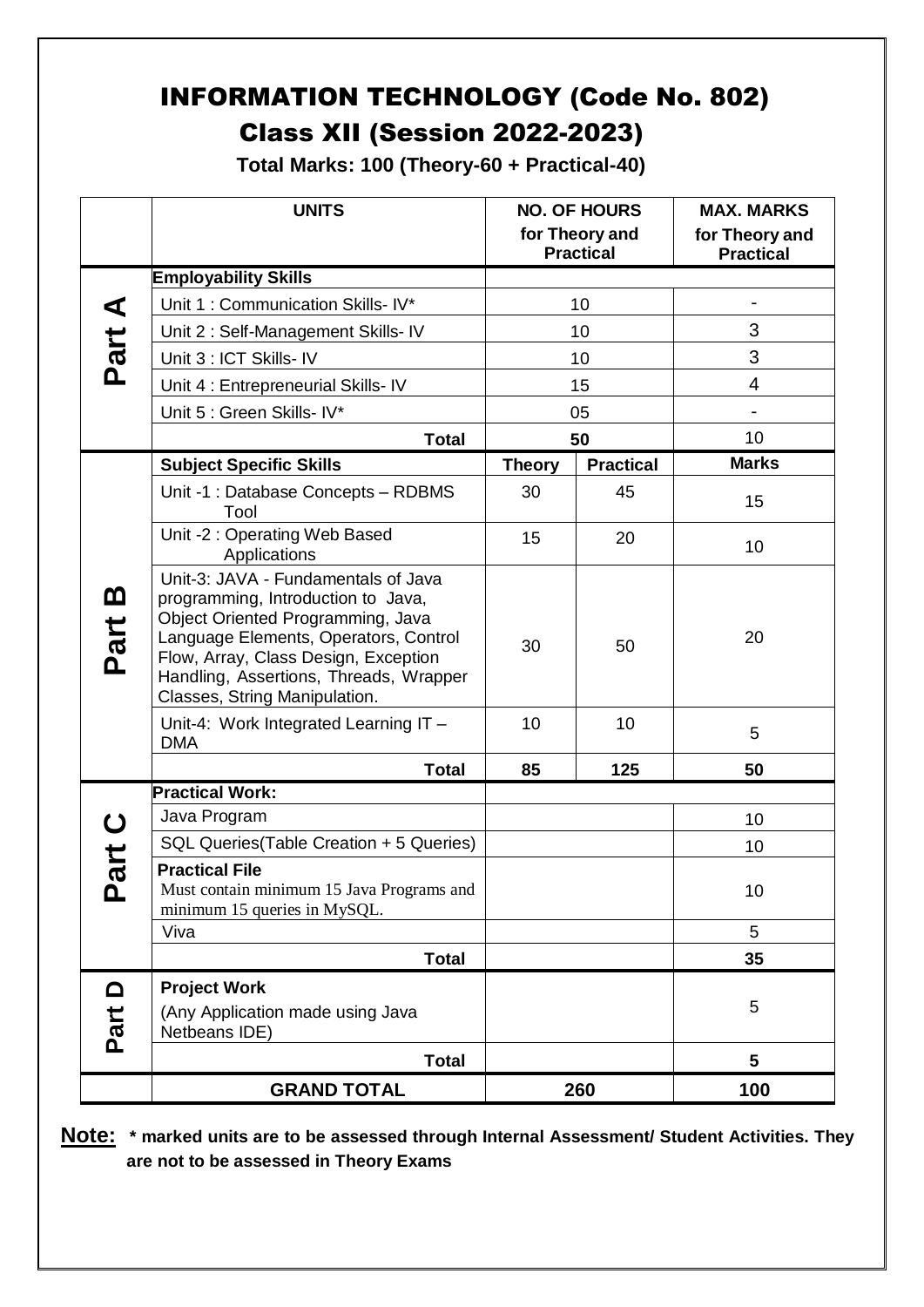# INFORMATION TECHNOLOGY (Code No. 802)

## Class XII (Session 2022-2023)

**Total Marks: 100 (Theory-60 + Practical-40)**

| | UNITS | NO. OF HOURS for Theory and Practical | | MAX. MARKS for Theory and Practical |
|---|---|---|---|---|
| **Part A** | **Employability Skills** | | | |
| | Unit 1 : Communication Skills- IV* | 10 | | - |
| | Unit 2 : Self-Management Skills- IV | 10 | | 3 |
| | Unit 3 : ICT Skills- IV | 10 | | 3 |
| | Unit 4 : Entrepreneurial Skills- IV | 15 | | 4 |
| | Unit 5 : Green Skills- IV* | 05 | | - |
| | **Total** | **50** | | 10 |
| **Part B** | **Subject Specific Skills** | **Theory** | **Practical** | **Marks** |
| | Unit -1 : Database Concepts – RDBMS Tool | 30 | 45 | 15 |
| | Unit -2 : Operating Web Based Applications | 15 | 20 | 10 |
| | Unit-3: JAVA - Fundamentals of Java programming, Introduction to Java, Object Oriented Programming, Java Language Elements, Operators, Control Flow, Array, Class Design, Exception Handling, Assertions, Threads, Wrapper Classes, String Manipulation. | 30 | 50 | 20 |
| | Unit-4: Work Integrated Learning IT – DMA | 10 | 10 | 5 |
| | **Total** | **85** | **125** | **50** |
| **Part C** | **Practical Work:** | | | |
| | Java Program | | | 10 |
| | SQL Queries(Table Creation + 5 Queries) | | | 10 |
| | **Practical File** Must contain minimum 15 Java Programs and minimum 15 queries in MySQL. | | | 10 |
| | Viva | | | 5 |
| | **Total** | | | **35** |
| **Part D** | **Project Work** (Any Application made using Java Netbeans IDE) | | | 5 |
| | **Total** | | | **5** |
| | **GRAND TOTAL** | **260** | | **100** |

**Note:** **\* marked units are to be assessed through Internal Assessment/ Student Activities. They are not to be assessed in Theory Exams**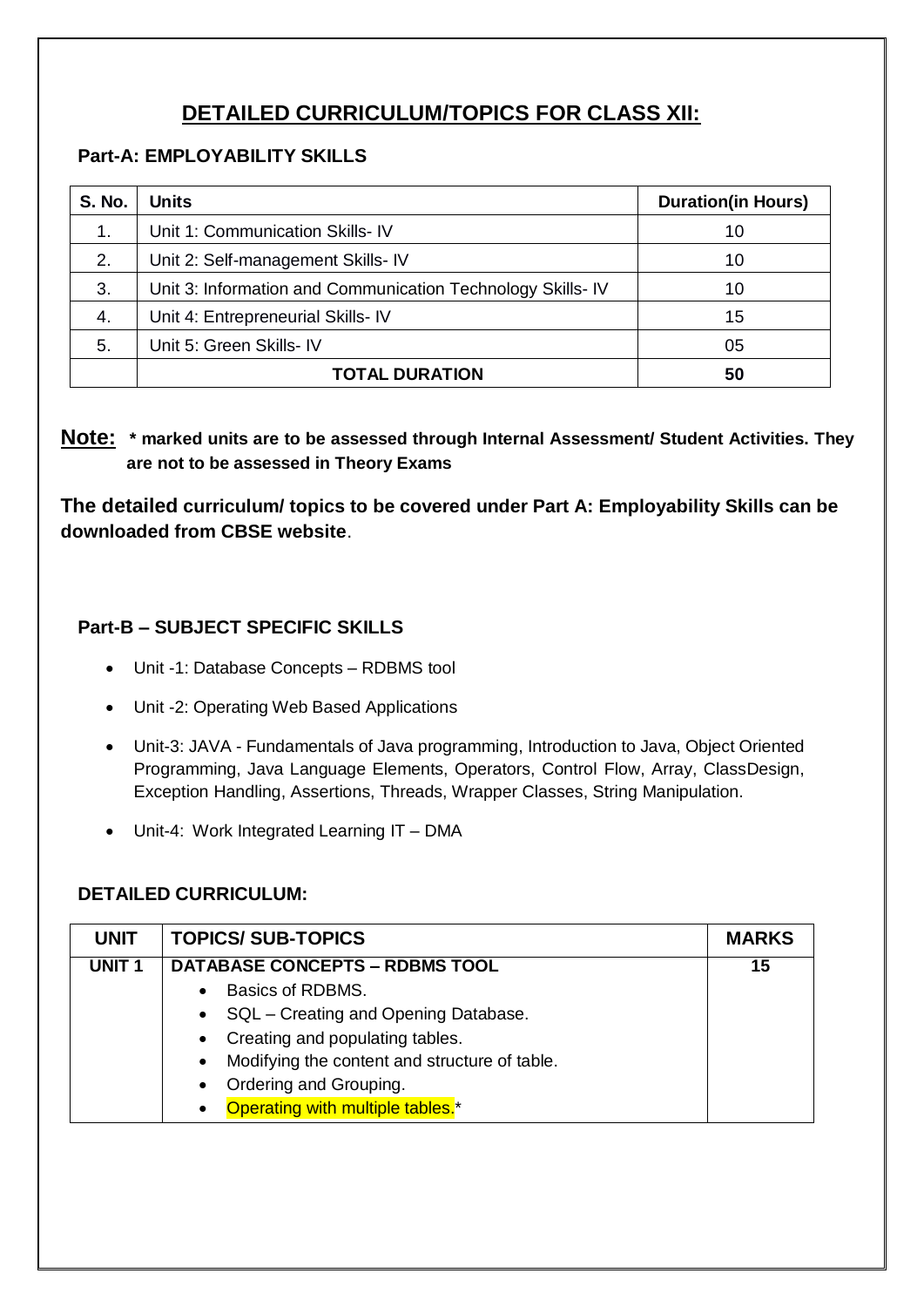# DETAILED CURRICULUM/TOPICS FOR CLASS XII:

**Part-A: EMPLOYABILITY SKILLS**

| S. No. | Units | Duration(in Hours) |
|---|---|---|
| 1. | Unit 1: Communication Skills- IV | 10 |
| 2. | Unit 2: Self-management Skills- IV | 10 |
| 3. | Unit 3: Information and Communication Technology Skills- IV | 10 |
| 4. | Unit 4: Entrepreneurial Skills- IV | 15 |
| 5. | Unit 5: Green Skills- IV | 05 |
| | **TOTAL DURATION** | **50** |

**Note: * marked units are to be assessed through Internal Assessment/ Student Activities. They are not to be assessed in Theory Exams**

**The detailed curriculum/ topics to be covered under Part A: Employability Skills can be downloaded from CBSE website**.

**Part-B – SUBJECT SPECIFIC SKILLS**

- Unit -1: Database Concepts – RDBMS tool
- Unit -2: Operating Web Based Applications
- Unit-3: JAVA - Fundamentals of Java programming, Introduction to Java, Object Oriented Programming, Java Language Elements, Operators, Control Flow, Array, ClassDesign, Exception Handling, Assertions, Threads, Wrapper Classes, String Manipulation.
- Unit-4: Work Integrated Learning IT – DMA

**DETAILED CURRICULUM:**

| UNIT | TOPICS/ SUB-TOPICS | MARKS |
|---|---|---|
| **UNIT 1** | **DATABASE CONCEPTS – RDBMS TOOL**<br>• Basics of RDBMS.<br>• SQL – Creating and Opening Database.<br>• Creating and populating tables.<br>• Modifying the content and structure of table.<br>• Ordering and Grouping.<br>• Operating with multiple tables.* | **15** |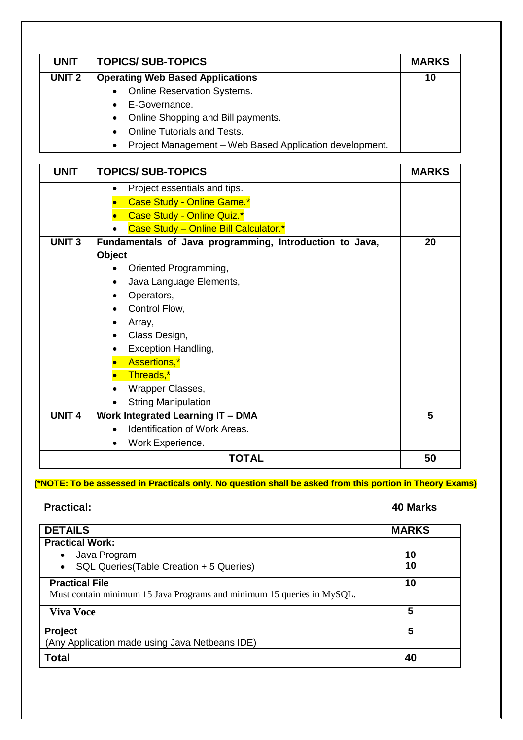| UNIT | TOPICS/ SUB-TOPICS | MARKS |
|---|---|---|
| UNIT 2 | **Operating Web Based Applications**<br>• Online Reservation Systems.<br>• E-Governance.<br>• Online Shopping and Bill payments.<br>• Online Tutorials and Tests.<br>• Project Management – Web Based Application development. | 10 |

| UNIT | TOPICS/ SUB-TOPICS | MARKS |
|---|---|---|
| | • Project essentials and tips.<br>• Case Study - Online Game.*<br>• Case Study - Online Quiz.*<br>• Case Study – Online Bill Calculator.* | |
| UNIT 3 | **Fundamentals of Java programming, Introduction to Java, Object**<br>• Oriented Programming,<br>• Java Language Elements,<br>• Operators,<br>• Control Flow,<br>• Array,<br>• Class Design,<br>• Exception Handling,<br>• Assertions,*<br>• Threads,*<br>• Wrapper Classes,<br>• String Manipulation | 20 |
| UNIT 4 | **Work Integrated Learning IT – DMA**<br>• Identification of Work Areas.<br>• Work Experience. | 5 |
| | **TOTAL** | **50** |

**(*NOTE: To be assessed in Practicals only. No question shall be asked from this portion in Theory Exams)**

**Practical:** **40 Marks**

| DETAILS | MARKS |
|---|---|
| **Practical Work:**<br>• Java Program<br>• SQL Queries(Table Creation + 5 Queries) | <br>10<br>10 |
| **Practical File**<br>Must contain minimum 15 Java Programs and minimum 15 queries in MySQL. | 10 |
| **Viva Voce** | 5 |
| **Project**<br>(Any Application made using Java Netbeans IDE) | 5 |
| **Total** | **40** |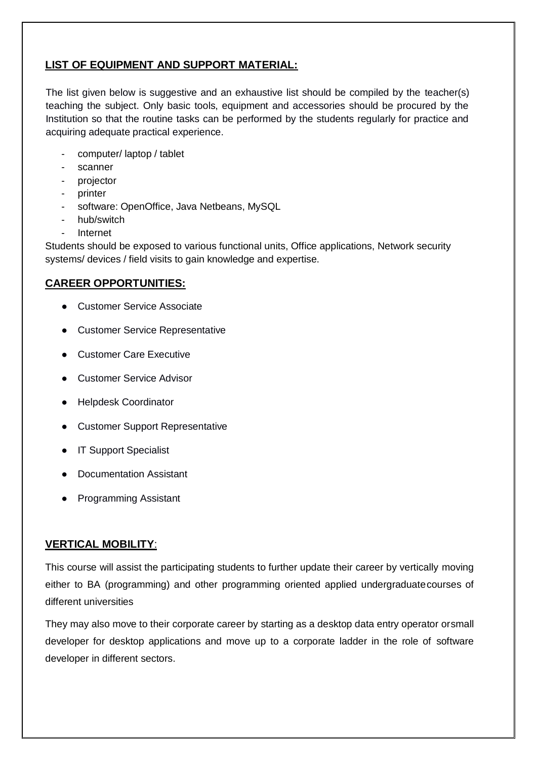## LIST OF EQUIPMENT AND SUPPORT MATERIAL:

The list given below is suggestive and an exhaustive list should be compiled by the teacher(s) teaching the subject. Only basic tools, equipment and accessories should be procured by the Institution so that the routine tasks can be performed by the students regularly for practice and acquiring adequate practical experience.

- computer/ laptop / tablet
- scanner
- projector
- printer
- software: OpenOffice, Java Netbeans, MySQL
- hub/switch
- Internet

Students should be exposed to various functional units, Office applications, Network security systems/ devices / field visits to gain knowledge and expertise.

## CAREER OPPORTUNITIES:

- Customer Service Associate
- Customer Service Representative
- Customer Care Executive
- Customer Service Advisor
- Helpdesk Coordinator
- Customer Support Representative
- IT Support Specialist
- Documentation Assistant
- Programming Assistant

## VERTICAL MOBILITY:

This course will assist the participating students to further update their career by vertically moving either to BA (programming) and other programming oriented applied undergraduatecourses of different universities

They may also move to their corporate career by starting as a desktop data entry operator orsmall developer for desktop applications and move up to a corporate ladder in the role of software developer in different sectors.